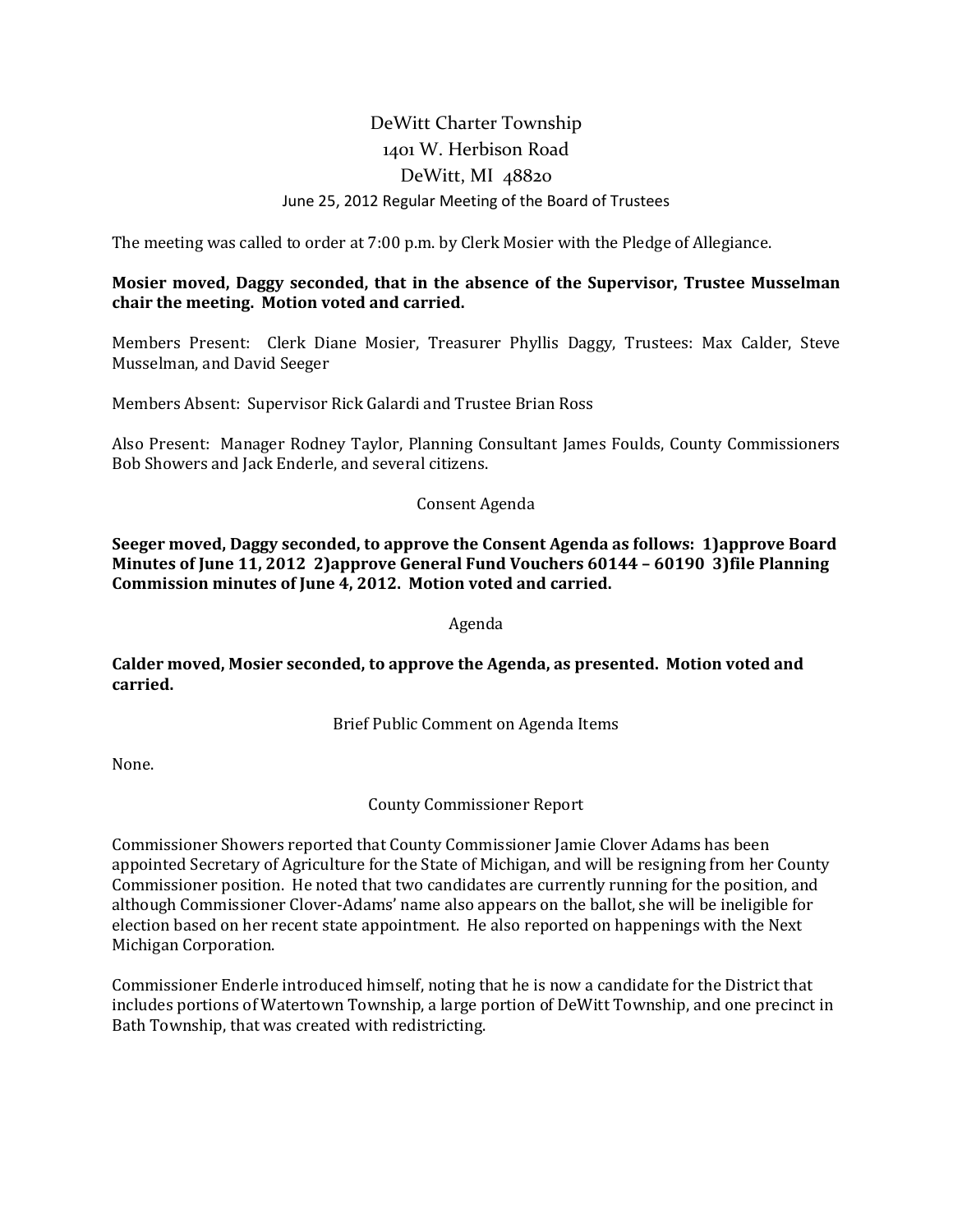# DeWitt Charter Township

## 1401 W. Herbison Road

## DeWitt, MI 48820

### June 25, 2012 Regular Meeting of the Board of Trustees

The meeting was called to order at 7:00 p.m. by Clerk Mosier with the Pledge of Allegiance.

**Mosier moved, Daggy seconded, that in the absence of the Supervisor, Trustee Musselman chair the meeting. Motion voted and carried.**

Members Present: Clerk Diane Mosier, Treasurer Phyllis Daggy, Trustees: Max Calder, Steve Musselman, and David Seeger

Members Absent: Supervisor Rick Galardi and Trustee Brian Ross

Also Present: Manager Rodney Taylor, Planning Consultant James Foulds, County Commissioners Bob Showers and Jack Enderle, and several citizens.

Consent Agenda

**Seeger moved, Daggy seconded, to approve the Consent Agenda as follows: 1)approve Board Minutes of June 11, 2012 2)approve General Fund Vouchers 60144 – 60190 3)file Planning Commission minutes of June 4, 2012. Motion voted and carried.**

Agenda

**Calder moved, Mosier seconded, to approve the Agenda, as presented. Motion voted and carried.**

Brief Public Comment on Agenda Items

None.

County Commissioner Report

Commissioner Showers reported that County Commissioner Jamie Clover Adams has been appointed Secretary of Agriculture for the State of Michigan, and will be resigning from her County Commissioner position. He noted that two candidates are currently running for the position, and although Commissioner Clover-Adams' name also appears on the ballot, she will be ineligible for election based on her recent state appointment. He also reported on happenings with the Next Michigan Corporation.

Commissioner Enderle introduced himself, noting that he is now a candidate for the District that includes portions of Watertown Township, a large portion of DeWitt Township, and one precinct in Bath Township, that was created with redistricting.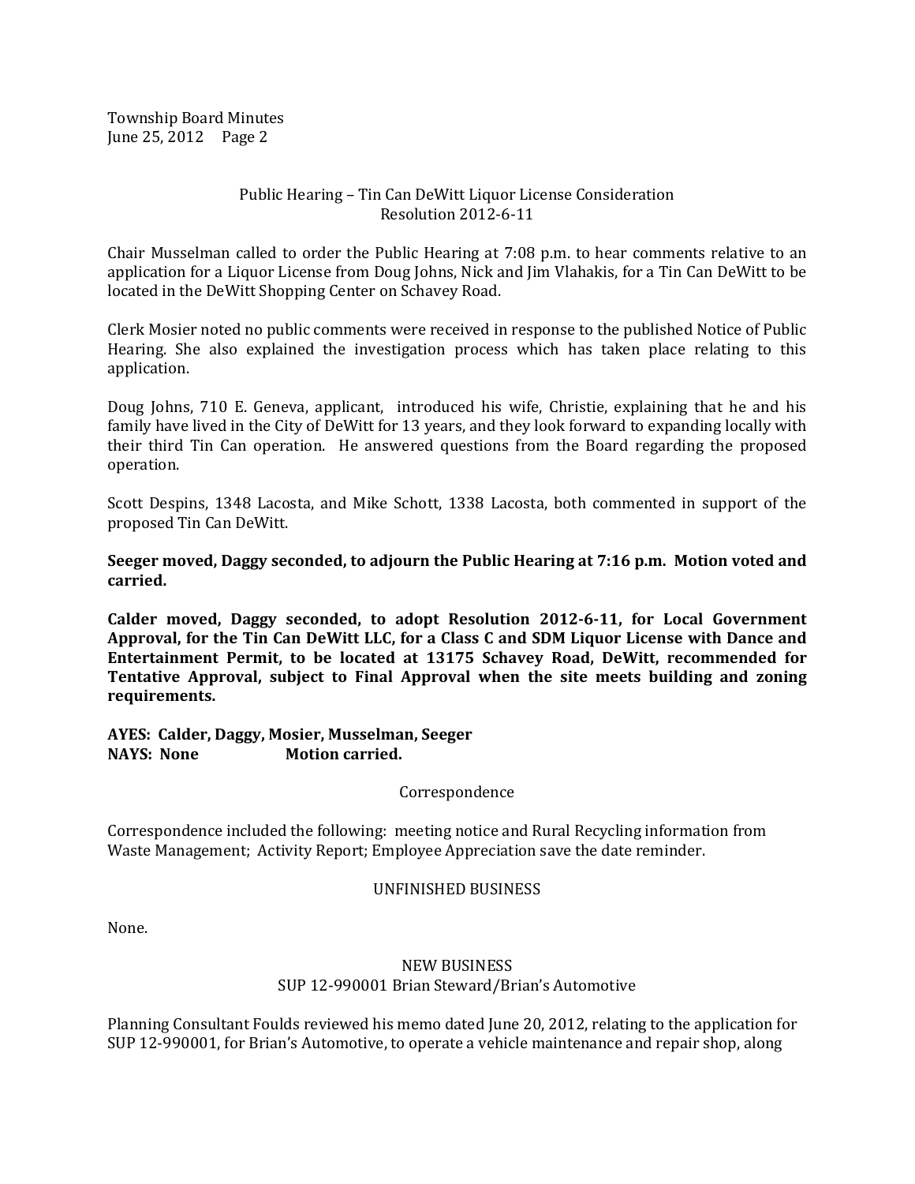## Public Hearing – Tin Can DeWitt Liquor License Consideration
## Resolution 2012-6-11

Chair Musselman called to order the Public Hearing at 7:08 p.m. to hear comments relative to an application for a Liquor License from Doug Johns, Nick and Jim Vlahakis, for a Tin Can DeWitt to be located in the DeWitt Shopping Center on Schavey Road.

Clerk Mosier noted no public comments were received in response to the published Notice of Public Hearing. She also explained the investigation process which has taken place relating to this application.

Doug Johns, 710 E. Geneva, applicant, introduced his wife, Christie, explaining that he and his family have lived in the City of DeWitt for 13 years, and they look forward to expanding locally with their third Tin Can operation. He answered questions from the Board regarding the proposed operation.

Scott Despins, 1348 Lacosta, and Mike Schott, 1338 Lacosta, both commented in support of the proposed Tin Can DeWitt.

**Seeger moved, Daggy seconded, to adjourn the Public Hearing at 7:16 p.m. Motion voted and carried.**

**Calder moved, Daggy seconded, to adopt Resolution 2012-6-11, for Local Government Approval, for the Tin Can DeWitt LLC, for a Class C and SDM Liquor License with Dance and Entertainment Permit, to be located at 13175 Schavey Road, DeWitt, recommended for Tentative Approval, subject to Final Approval when the site meets building and zoning requirements.**

**AYES: Calder, Daggy, Mosier, Musselman, Seeger**
**NAYS: None Motion carried.**

## Correspondence

Correspondence included the following: meeting notice and Rural Recycling information from Waste Management; Activity Report; Employee Appreciation save the date reminder.

## UNFINISHED BUSINESS

None.

## NEW BUSINESS
## SUP 12-990001 Brian Steward/Brian's Automotive

Planning Consultant Foulds reviewed his memo dated June 20, 2012, relating to the application for SUP 12-990001, for Brian's Automotive, to operate a vehicle maintenance and repair shop, along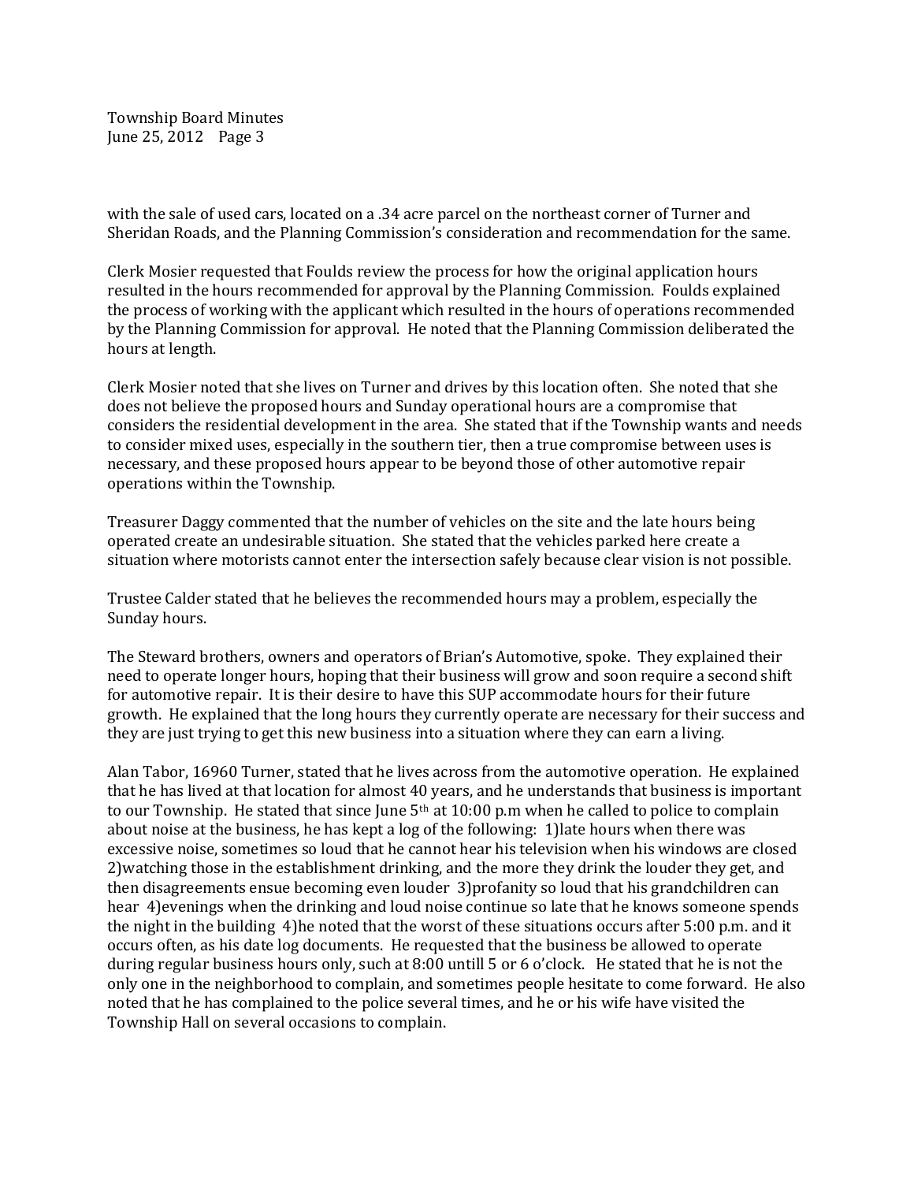with the sale of used cars, located on a .34 acre parcel on the northeast corner of Turner and Sheridan Roads, and the Planning Commission's consideration and recommendation for the same.

Clerk Mosier requested that Foulds review the process for how the original application hours resulted in the hours recommended for approval by the Planning Commission. Foulds explained the process of working with the applicant which resulted in the hours of operations recommended by the Planning Commission for approval. He noted that the Planning Commission deliberated the hours at length.

Clerk Mosier noted that she lives on Turner and drives by this location often. She noted that she does not believe the proposed hours and Sunday operational hours are a compromise that considers the residential development in the area. She stated that if the Township wants and needs to consider mixed uses, especially in the southern tier, then a true compromise between uses is necessary, and these proposed hours appear to be beyond those of other automotive repair operations within the Township.

Treasurer Daggy commented that the number of vehicles on the site and the late hours being operated create an undesirable situation. She stated that the vehicles parked here create a situation where motorists cannot enter the intersection safely because clear vision is not possible.

Trustee Calder stated that he believes the recommended hours may a problem, especially the Sunday hours.

The Steward brothers, owners and operators of Brian's Automotive, spoke. They explained their need to operate longer hours, hoping that their business will grow and soon require a second shift for automotive repair. It is their desire to have this SUP accommodate hours for their future growth. He explained that the long hours they currently operate are necessary for their success and they are just trying to get this new business into a situation where they can earn a living.

Alan Tabor, 16960 Turner, stated that he lives across from the automotive operation. He explained that he has lived at that location for almost 40 years, and he understands that business is important to our Township. He stated that since June 5th at 10:00 p.m when he called to police to complain about noise at the business, he has kept a log of the following: 1)late hours when there was excessive noise, sometimes so loud that he cannot hear his television when his windows are closed 2)watching those in the establishment drinking, and the more they drink the louder they get, and then disagreements ensue becoming even louder 3)profanity so loud that his grandchildren can hear 4)evenings when the drinking and loud noise continue so late that he knows someone spends the night in the building 4)he noted that the worst of these situations occurs after 5:00 p.m. and it occurs often, as his date log documents. He requested that the business be allowed to operate during regular business hours only, such at 8:00 untill 5 or 6 o'clock. He stated that he is not the only one in the neighborhood to complain, and sometimes people hesitate to come forward. He also noted that he has complained to the police several times, and he or his wife have visited the Township Hall on several occasions to complain.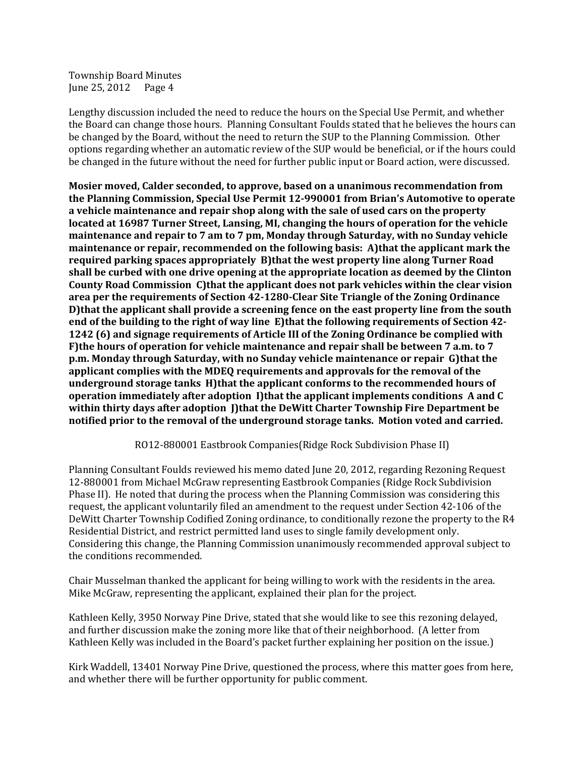Lengthy discussion included the need to reduce the hours on the Special Use Permit, and whether the Board can change those hours. Planning Consultant Foulds stated that he believes the hours can be changed by the Board, without the need to return the SUP to the Planning Commission. Other options regarding whether an automatic review of the SUP would be beneficial, or if the hours could be changed in the future without the need for further public input or Board action, were discussed.

**Mosier moved, Calder seconded, to approve, based on a unanimous recommendation from the Planning Commission, Special Use Permit 12-990001 from Brian's Automotive to operate a vehicle maintenance and repair shop along with the sale of used cars on the property located at 16987 Turner Street, Lansing, MI, changing the hours of operation for the vehicle maintenance and repair to 7 am to 7 pm, Monday through Saturday, with no Sunday vehicle maintenance or repair, recommended on the following basis: A)that the applicant mark the required parking spaces appropriately B)that the west property line along Turner Road shall be curbed with one drive opening at the appropriate location as deemed by the Clinton County Road Commission C)that the applicant does not park vehicles within the clear vision area per the requirements of Section 42-1280-Clear Site Triangle of the Zoning Ordinance D)that the applicant shall provide a screening fence on the east property line from the south end of the building to the right of way line E)that the following requirements of Section 42-1242 (6) and signage requirements of Article III of the Zoning Ordinance be complied with F)the hours of operation for vehicle maintenance and repair shall be between 7 a.m. to 7 p.m. Monday through Saturday, with no Sunday vehicle maintenance or repair G)that the applicant complies with the MDEQ requirements and approvals for the removal of the underground storage tanks H)that the applicant conforms to the recommended hours of operation immediately after adoption I)that the applicant implements conditions A and C within thirty days after adoption J)that the DeWitt Charter Township Fire Department be notified prior to the removal of the underground storage tanks. Motion voted and carried.**

RO12-880001 Eastbrook Companies(Ridge Rock Subdivision Phase II)

Planning Consultant Foulds reviewed his memo dated June 20, 2012, regarding Rezoning Request 12-880001 from Michael McGraw representing Eastbrook Companies (Ridge Rock Subdivision Phase II). He noted that during the process when the Planning Commission was considering this request, the applicant voluntarily filed an amendment to the request under Section 42-106 of the DeWitt Charter Township Codified Zoning ordinance, to conditionally rezone the property to the R4 Residential District, and restrict permitted land uses to single family development only. Considering this change, the Planning Commission unanimously recommended approval subject to the conditions recommended.

Chair Musselman thanked the applicant for being willing to work with the residents in the area. Mike McGraw, representing the applicant, explained their plan for the project.

Kathleen Kelly, 3950 Norway Pine Drive, stated that she would like to see this rezoning delayed, and further discussion make the zoning more like that of their neighborhood. (A letter from Kathleen Kelly was included in the Board's packet further explaining her position on the issue.)

Kirk Waddell, 13401 Norway Pine Drive, questioned the process, where this matter goes from here, and whether there will be further opportunity for public comment.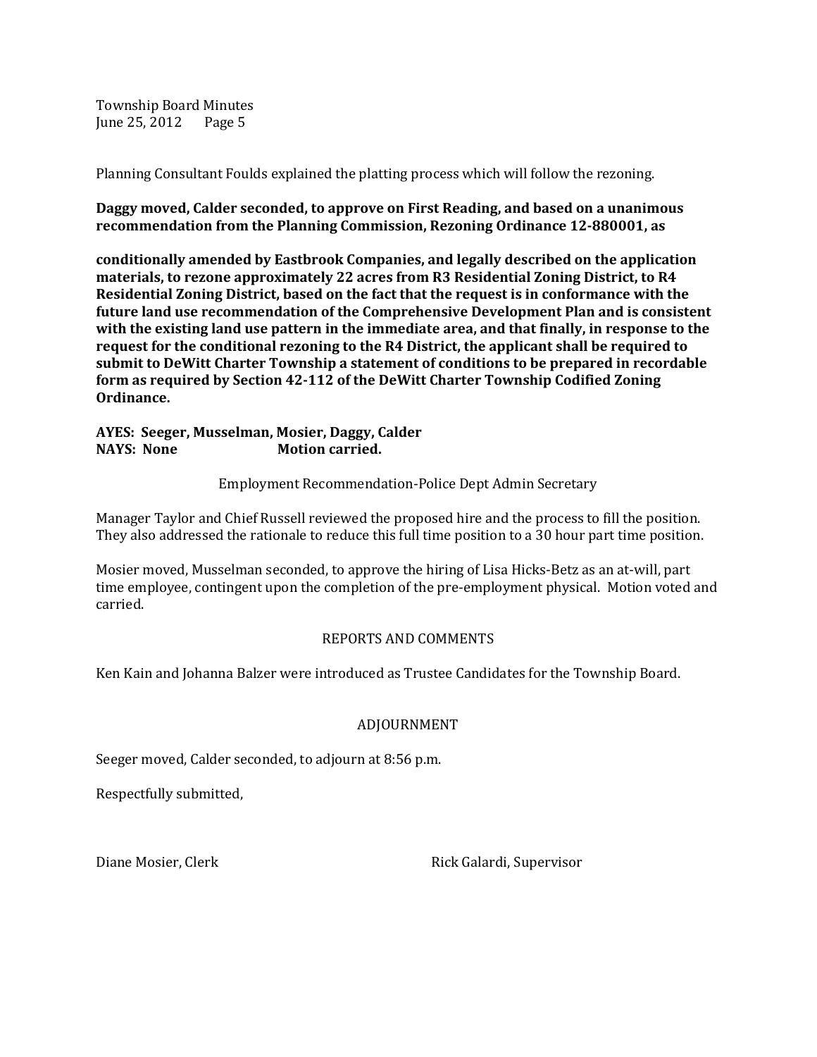Planning Consultant Foulds explained the platting process which will follow the rezoning.

**Daggy moved, Calder seconded, to approve on First Reading, and based on a unanimous recommendation from the Planning Commission, Rezoning Ordinance 12-880001, as**

**conditionally amended by Eastbrook Companies, and legally described on the application materials, to rezone approximately 22 acres from R3 Residential Zoning District, to R4 Residential Zoning District, based on the fact that the request is in conformance with the future land use recommendation of the Comprehensive Development Plan and is consistent with the existing land use pattern in the immediate area, and that finally, in response to the request for the conditional rezoning to the R4 District, the applicant shall be required to submit to DeWitt Charter Township a statement of conditions to be prepared in recordable form as required by Section 42-112 of the DeWitt Charter Township Codified Zoning Ordinance.**

**AYES: Seeger, Musselman, Mosier, Daggy, Calder**
**NAYS: None Motion carried.**

Employment Recommendation-Police Dept Admin Secretary

Manager Taylor and Chief Russell reviewed the proposed hire and the process to fill the position. They also addressed the rationale to reduce this full time position to a 30 hour part time position.

Mosier moved, Musselman seconded, to approve the hiring of Lisa Hicks-Betz as an at-will, part time employee, contingent upon the completion of the pre-employment physical. Motion voted and carried.

REPORTS AND COMMENTS

Ken Kain and Johanna Balzer were introduced as Trustee Candidates for the Township Board.

ADJOURNMENT

Seeger moved, Calder seconded, to adjourn at 8:56 p.m.

Respectfully submitted,

Diane Mosier, Clerk

Rick Galardi, Supervisor